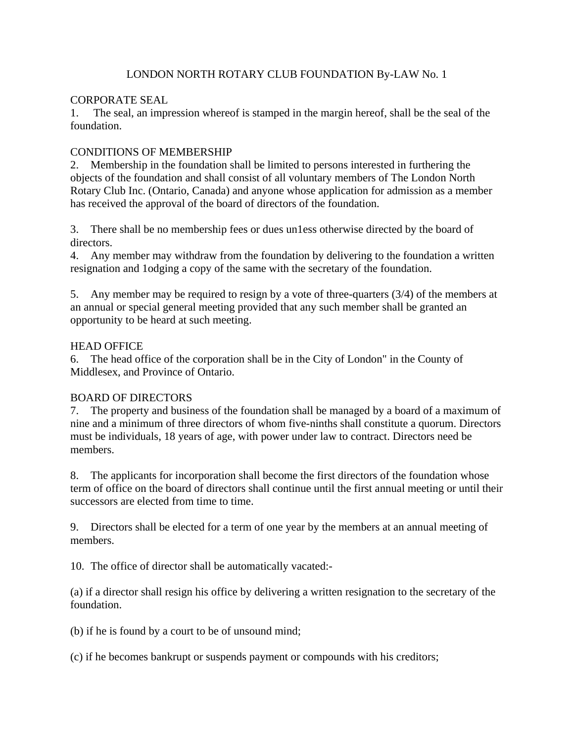# LONDON NORTH ROTARY CLUB FOUNDATION By-LAW No. 1

## CORPORATE SEAL

1. The seal, an impression whereof is stamped in the margin hereof, shall be the seal of the foundation.

## CONDITIONS OF MEMBERSHIP

2. Membership in the foundation shall be limited to persons interested in furthering the objects of the foundation and shall consist of all voluntary members of The London North Rotary Club Inc. (Ontario, Canada) and anyone whose application for admission as a member has received the approval of the board of directors of the foundation.

3. There shall be no membership fees or dues un1ess otherwise directed by the board of directors.

4. Any member may withdraw from the foundation by delivering to the foundation a written resignation and 1odging a copy of the same with the secretary of the foundation.

5. Any member may be required to resign by a vote of three-quarters (3/4) of the members at an annual or special general meeting provided that any such member shall be granted an opportunity to be heard at such meeting.

## HEAD OFFICE

6. The head office of the corporation shall be in the City of London" in the County of Middlesex, and Province of Ontario.

## BOARD OF DIRECTORS

7. The property and business of the foundation shall be managed by a board of a maximum of nine and a minimum of three directors of whom five-ninths shall constitute a quorum. Directors must be individuals, 18 years of age, with power under law to contract. Directors need be members.

8. The applicants for incorporation shall become the first directors of the foundation whose term of office on the board of directors shall continue until the first annual meeting or until their successors are elected from time to time.

9. Directors shall be elected for a term of one year by the members at an annual meeting of members.

10. The office of director shall be automatically vacated:-

(a) if a director shall resign his office by delivering a written resignation to the secretary of the foundation.

(b) if he is found by a court to be of unsound mind;

(c) if he becomes bankrupt or suspends payment or compounds with his creditors;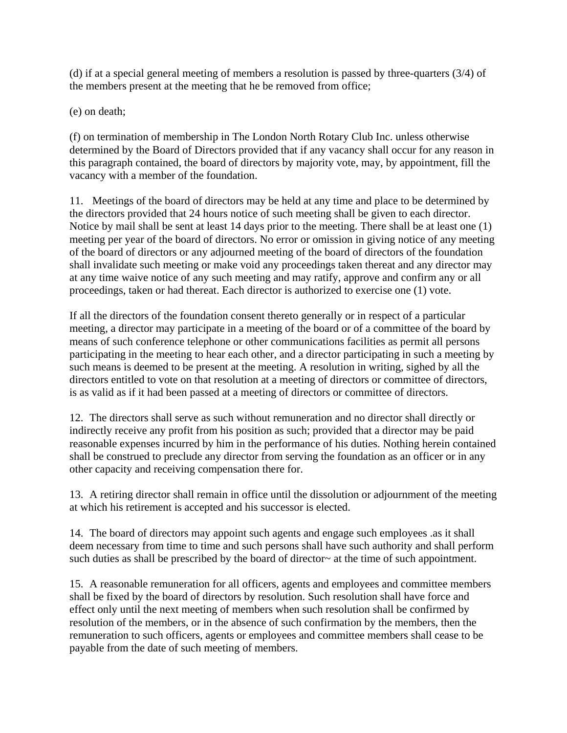(d) if at a special general meeting of members a resolution is passed by three-quarters (3/4) of the members present at the meeting that he be removed from office;

(e) on death;

(f) on termination of membership in The London North Rotary Club Inc. unless otherwise determined by the Board of Directors provided that if any vacancy shall occur for any reason in this paragraph contained, the board of directors by majority vote, may, by appointment, fill the vacancy with a member of the foundation.

11. Meetings of the board of directors may be held at any time and place to be determined by the directors provided that 24 hours notice of such meeting shall be given to each director. Notice by mail shall be sent at least 14 days prior to the meeting. There shall be at least one (1) meeting per year of the board of directors. No error or omission in giving notice of any meeting of the board of directors or any adjourned meeting of the board of directors of the foundation shall invalidate such meeting or make void any proceedings taken thereat and any director may at any time waive notice of any such meeting and may ratify, approve and confirm any or all proceedings, taken or had thereat. Each director is authorized to exercise one (1) vote.

If all the directors of the foundation consent thereto generally or in respect of a particular meeting, a director may participate in a meeting of the board or of a committee of the board by means of such conference telephone or other communications facilities as permit all persons participating in the meeting to hear each other, and a director participating in such a meeting by such means is deemed to be present at the meeting. A resolution in writing, sighed by all the directors entitled to vote on that resolution at a meeting of directors or committee of directors, is as valid as if it had been passed at a meeting of directors or committee of directors.

12. The directors shall serve as such without remuneration and no director shall directly or indirectly receive any profit from his position as such; provided that a director may be paid reasonable expenses incurred by him in the performance of his duties. Nothing herein contained shall be construed to preclude any director from serving the foundation as an officer or in any other capacity and receiving compensation there for.

13. A retiring director shall remain in office until the dissolution or adjournment of the meeting at which his retirement is accepted and his successor is elected.

14. The board of directors may appoint such agents and engage such employees .as it shall deem necessary from time to time and such persons shall have such authority and shall perform such duties as shall be prescribed by the board of director~ at the time of such appointment.

15. A reasonable remuneration for all officers, agents and employees and committee members shall be fixed by the board of directors by resolution. Such resolution shall have force and effect only until the next meeting of members when such resolution shall be confirmed by resolution of the members, or in the absence of such confirmation by the members, then the remuneration to such officers, agents or employees and committee members shall cease to be payable from the date of such meeting of members.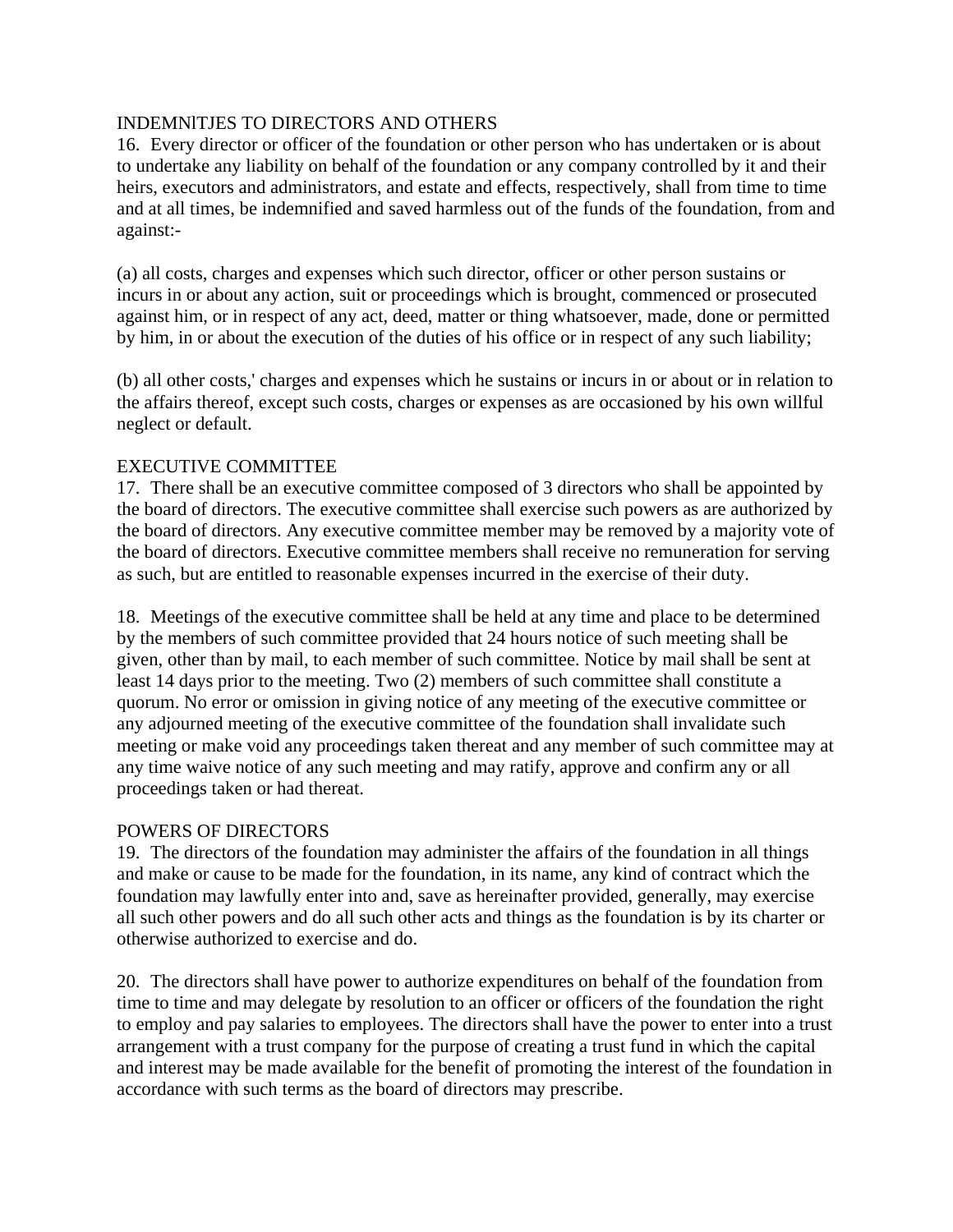## INDEMNlTJES TO DIRECTORS AND OTHERS

16. Every director or officer of the foundation or other person who has undertaken or is about to undertake any liability on behalf of the foundation or any company controlled by it and their heirs, executors and administrators, and estate and effects, respectively, shall from time to time and at all times, be indemnified and saved harmless out of the funds of the foundation, from and against:-

(a) all costs, charges and expenses which such director, officer or other person sustains or incurs in or about any action, suit or proceedings which is brought, commenced or prosecuted against him, or in respect of any act, deed, matter or thing whatsoever, made, done or permitted by him, in or about the execution of the duties of his office or in respect of any such liability;

(b) all other costs,' charges and expenses which he sustains or incurs in or about or in relation to the affairs thereof, except such costs, charges or expenses as are occasioned by his own willful neglect or default.

## EXECUTIVE COMMITTEE

17. There shall be an executive committee composed of 3 directors who shall be appointed by the board of directors. The executive committee shall exercise such powers as are authorized by the board of directors. Any executive committee member may be removed by a majority vote of the board of directors. Executive committee members shall receive no remuneration for serving as such, but are entitled to reasonable expenses incurred in the exercise of their duty.

18. Meetings of the executive committee shall be held at any time and place to be determined by the members of such committee provided that 24 hours notice of such meeting shall be given, other than by mail, to each member of such committee. Notice by mail shall be sent at least 14 days prior to the meeting. Two (2) members of such committee shall constitute a quorum. No error or omission in giving notice of any meeting of the executive committee or any adjourned meeting of the executive committee of the foundation shall invalidate such meeting or make void any proceedings taken thereat and any member of such committee may at any time waive notice of any such meeting and may ratify, approve and confirm any or all proceedings taken or had thereat.

## POWERS OF DIRECTORS

19. The directors of the foundation may administer the affairs of the foundation in all things and make or cause to be made for the foundation, in its name, any kind of contract which the foundation may lawfully enter into and, save as hereinafter provided, generally, may exercise all such other powers and do all such other acts and things as the foundation is by its charter or otherwise authorized to exercise and do.

20. The directors shall have power to authorize expenditures on behalf of the foundation from time to time and may delegate by resolution to an officer or officers of the foundation the right to employ and pay salaries to employees. The directors shall have the power to enter into a trust arrangement with a trust company for the purpose of creating a trust fund in which the capital and interest may be made available for the benefit of promoting the interest of the foundation in accordance with such terms as the board of directors may prescribe.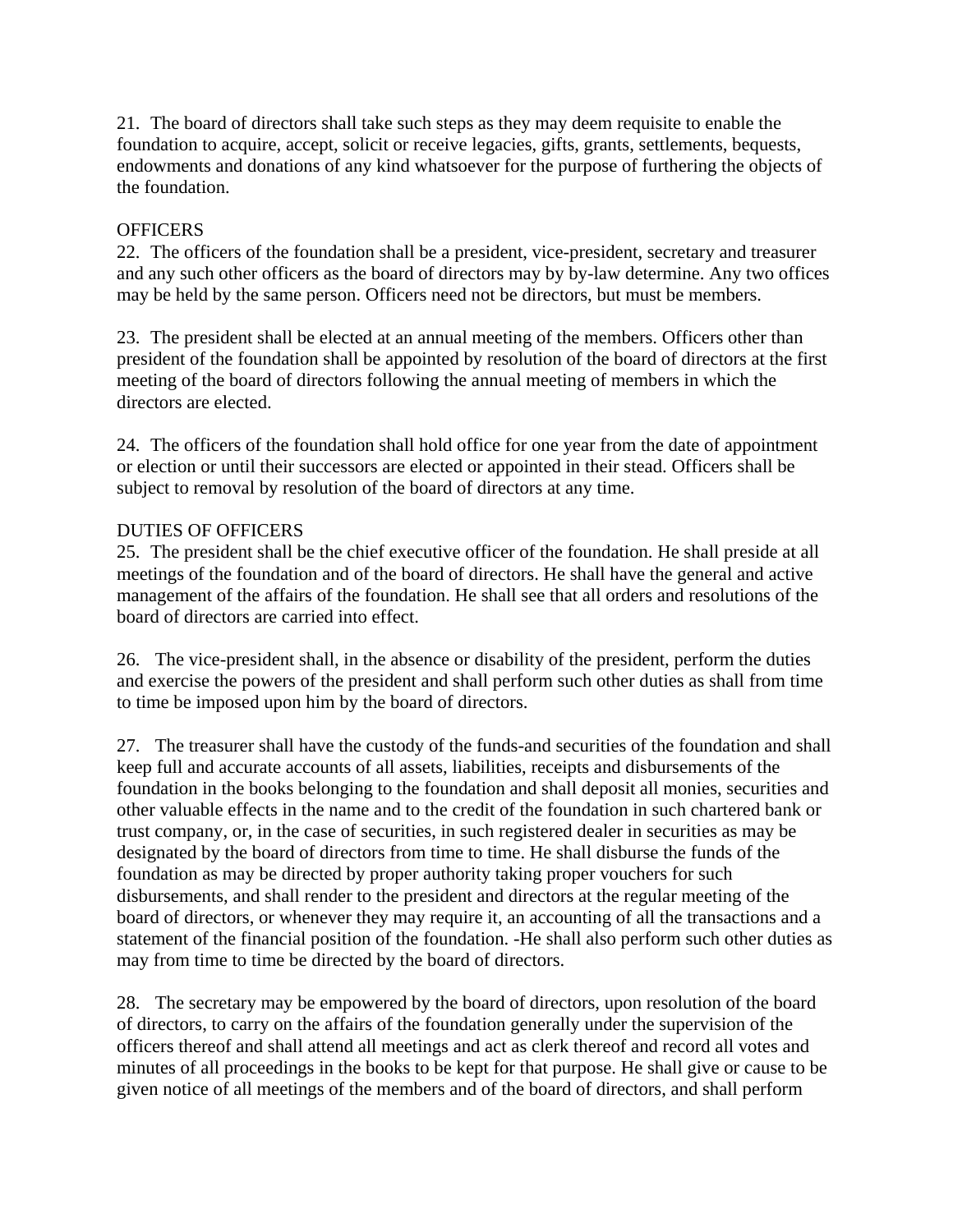21. The board of directors shall take such steps as they may deem requisite to enable the foundation to acquire, accept, solicit or receive legacies, gifts, grants, settlements, bequests, endowments and donations of any kind whatsoever for the purpose of furthering the objects of the foundation.

## OFFICERS

22. The officers of the foundation shall be a president, vice-president, secretary and treasurer and any such other officers as the board of directors may by by-law determine. Any two offices may be held by the same person. Officers need not be directors, but must be members.

23. The president shall be elected at an annual meeting of the members. Officers other than president of the foundation shall be appointed by resolution of the board of directors at the first meeting of the board of directors following the annual meeting of members in which the directors are elected.

24. The officers of the foundation shall hold office for one year from the date of appointment or election or until their successors are elected or appointed in their stead. Officers shall be subject to removal by resolution of the board of directors at any time.

## DUTIES OF OFFICERS

25. The president shall be the chief executive officer of the foundation. He shall preside at all meetings of the foundation and of the board of directors. He shall have the general and active management of the affairs of the foundation. He shall see that all orders and resolutions of the board of directors are carried into effect.

26. The vice-president shall, in the absence or disability of the president, perform the duties and exercise the powers of the president and shall perform such other duties as shall from time to time be imposed upon him by the board of directors.

27. The treasurer shall have the custody of the funds-and securities of the foundation and shall keep full and accurate accounts of all assets, liabilities, receipts and disbursements of the foundation in the books belonging to the foundation and shall deposit all monies, securities and other valuable effects in the name and to the credit of the foundation in such chartered bank or trust company, or, in the case of securities, in such registered dealer in securities as may be designated by the board of directors from time to time. He shall disburse the funds of the foundation as may be directed by proper authority taking proper vouchers for such disbursements, and shall render to the president and directors at the regular meeting of the board of directors, or whenever they may require it, an accounting of all the transactions and a statement of the financial position of the foundation. -He shall also perform such other duties as may from time to time be directed by the board of directors.

28. The secretary may be empowered by the board of directors, upon resolution of the board of directors, to carry on the affairs of the foundation generally under the supervision of the officers thereof and shall attend all meetings and act as clerk thereof and record all votes and minutes of all proceedings in the books to be kept for that purpose. He shall give or cause to be given notice of all meetings of the members and of the board of directors, and shall perform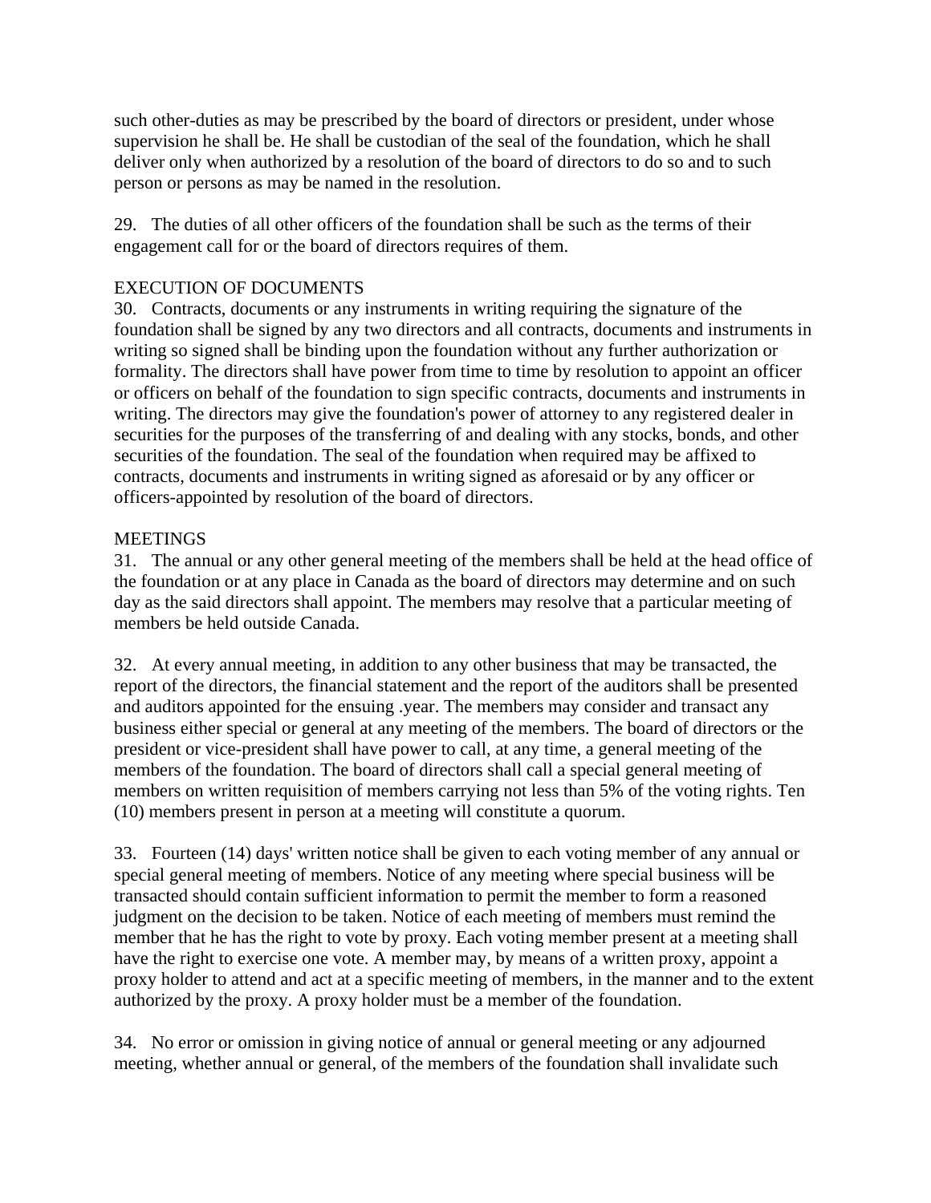such other-duties as may be prescribed by the board of directors or president, under whose supervision he shall be. He shall be custodian of the seal of the foundation, which he shall deliver only when authorized by a resolution of the board of directors to do so and to such person or persons as may be named in the resolution.

29. The duties of all other officers of the foundation shall be such as the terms of their engagement call for or the board of directors requires of them.

## EXECUTION OF DOCUMENTS

30. Contracts, documents or any instruments in writing requiring the signature of the foundation shall be signed by any two directors and all contracts, documents and instruments in writing so signed shall be binding upon the foundation without any further authorization or formality. The directors shall have power from time to time by resolution to appoint an officer or officers on behalf of the foundation to sign specific contracts, documents and instruments in writing. The directors may give the foundation's power of attorney to any registered dealer in securities for the purposes of the transferring of and dealing with any stocks, bonds, and other securities of the foundation. The seal of the foundation when required may be affixed to contracts, documents and instruments in writing signed as aforesaid or by any officer or officers-appointed by resolution of the board of directors.

## MEETINGS

31. The annual or any other general meeting of the members shall be held at the head office of the foundation or at any place in Canada as the board of directors may determine and on such day as the said directors shall appoint. The members may resolve that a particular meeting of members be held outside Canada.

32. At every annual meeting, in addition to any other business that may be transacted, the report of the directors, the financial statement and the report of the auditors shall be presented and auditors appointed for the ensuing .year. The members may consider and transact any business either special or general at any meeting of the members. The board of directors or the president or vice-president shall have power to call, at any time, a general meeting of the members of the foundation. The board of directors shall call a special general meeting of members on written requisition of members carrying not less than 5% of the voting rights. Ten (10) members present in person at a meeting will constitute a quorum.

33. Fourteen (14) days' written notice shall be given to each voting member of any annual or special general meeting of members. Notice of any meeting where special business will be transacted should contain sufficient information to permit the member to form a reasoned judgment on the decision to be taken. Notice of each meeting of members must remind the member that he has the right to vote by proxy. Each voting member present at a meeting shall have the right to exercise one vote. A member may, by means of a written proxy, appoint a proxy holder to attend and act at a specific meeting of members, in the manner and to the extent authorized by the proxy. A proxy holder must be a member of the foundation.

34. No error or omission in giving notice of annual or general meeting or any adjourned meeting, whether annual or general, of the members of the foundation shall invalidate such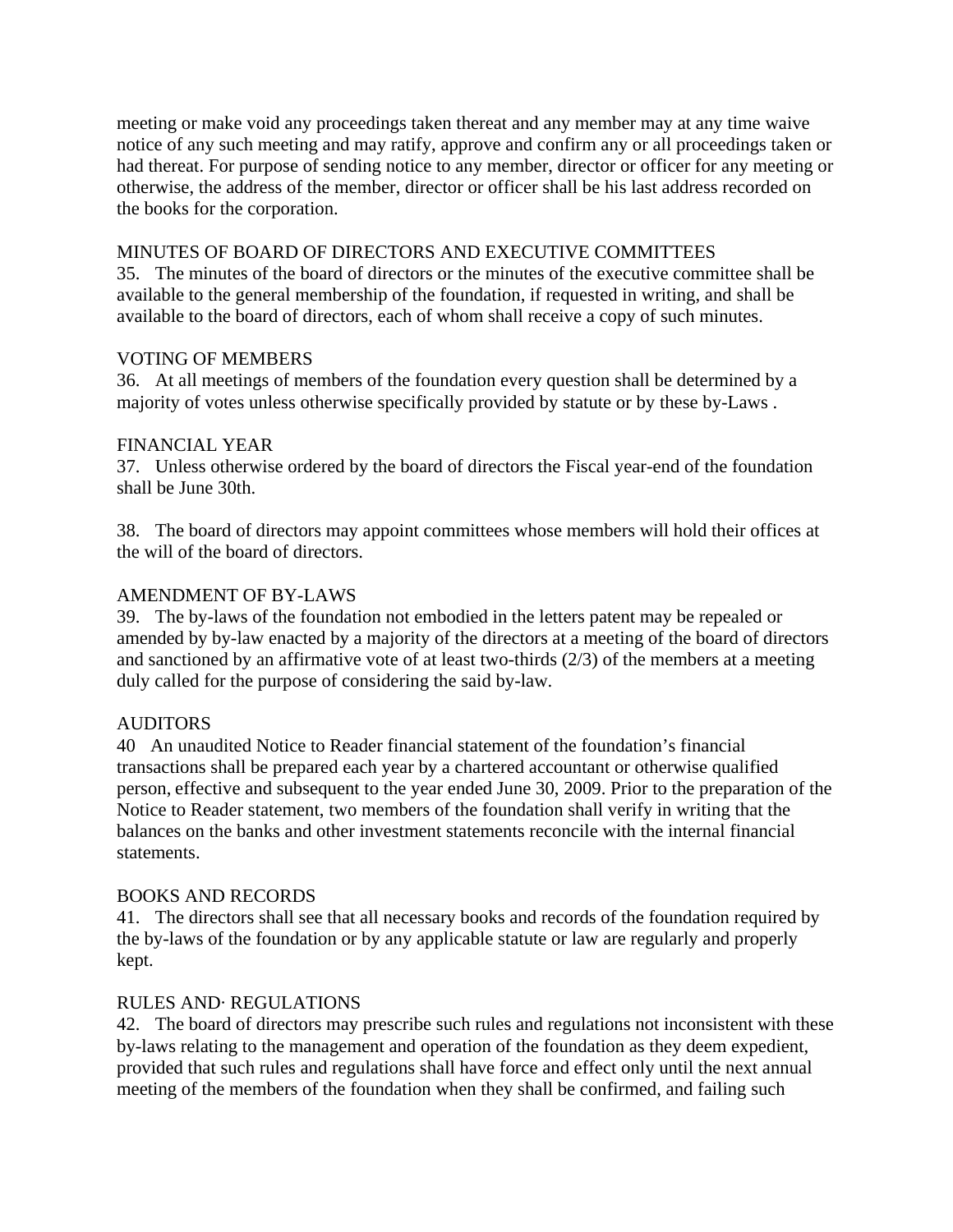meeting or make void any proceedings taken thereat and any member may at any time waive notice of any such meeting and may ratify, approve and confirm any or all proceedings taken or had thereat. For purpose of sending notice to any member, director or officer for any meeting or otherwise, the address of the member, director or officer shall be his last address recorded on the books for the corporation.

## MINUTES OF BOARD OF DIRECTORS AND EXECUTIVE COMMITTEES

35. The minutes of the board of directors or the minutes of the executive committee shall be available to the general membership of the foundation, if requested in writing, and shall be available to the board of directors, each of whom shall receive a copy of such minutes.

## VOTING OF MEMBERS

36. At all meetings of members of the foundation every question shall be determined by a majority of votes unless otherwise specifically provided by statute or by these by-Laws .

## FINANCIAL YEAR

37. Unless otherwise ordered by the board of directors the Fiscal year-end of the foundation shall be June 30th.

38. The board of directors may appoint committees whose members will hold their offices at the will of the board of directors.

## AMENDMENT OF BY-LAWS

39. The by-laws of the foundation not embodied in the letters patent may be repealed or amended by by-law enacted by a majority of the directors at a meeting of the board of directors and sanctioned by an affirmative vote of at least two-thirds (2/3) of the members at a meeting duly called for the purpose of considering the said by-law.

## AUDITORS

40 An unaudited Notice to Reader financial statement of the foundation's financial transactions shall be prepared each year by a chartered accountant or otherwise qualified person, effective and subsequent to the year ended June 30, 2009. Prior to the preparation of the Notice to Reader statement, two members of the foundation shall verify in writing that the balances on the banks and other investment statements reconcile with the internal financial statements.

## BOOKS AND RECORDS

41. The directors shall see that all necessary books and records of the foundation required by the by-laws of the foundation or by any applicable statute or law are regularly and properly kept.

## RULES AND· REGULATIONS

42. The board of directors may prescribe such rules and regulations not inconsistent with these by-laws relating to the management and operation of the foundation as they deem expedient, provided that such rules and regulations shall have force and effect only until the next annual meeting of the members of the foundation when they shall be confirmed, and failing such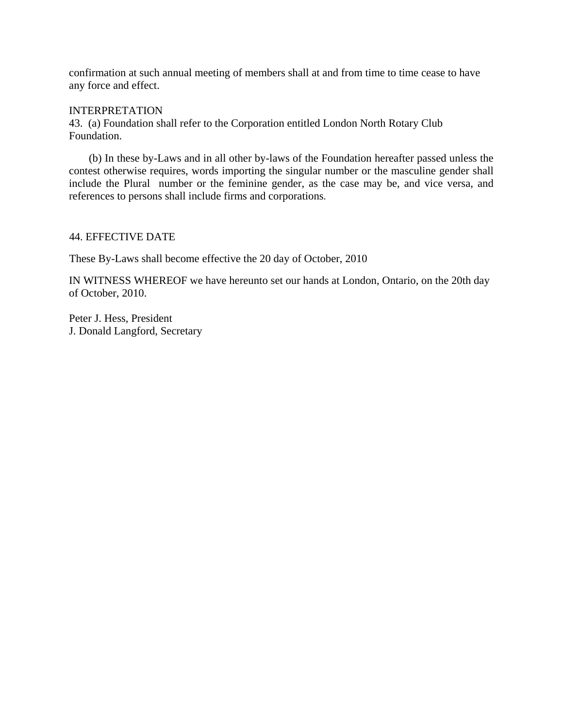confirmation at such annual meeting of members shall at and from time to time cease to have any force and effect.

INTERPRETATION

43. (a) Foundation shall refer to the Corporation entitled London North Rotary Club Foundation.

(b) In these by-Laws and in all other by-laws of the Foundation hereafter passed unless the contest otherwise requires, words importing the singular number or the masculine gender shall include the Plural number or the feminine gender, as the case may be, and vice versa, and references to persons shall include firms and corporations.

44. EFFECTIVE DATE

These By-Laws shall become effective the 20 day of October, 2010

IN WITNESS WHEREOF we have hereunto set our hands at London, Ontario, on the 20th day of October, 2010.

Peter J. Hess, President
J. Donald Langford, Secretary